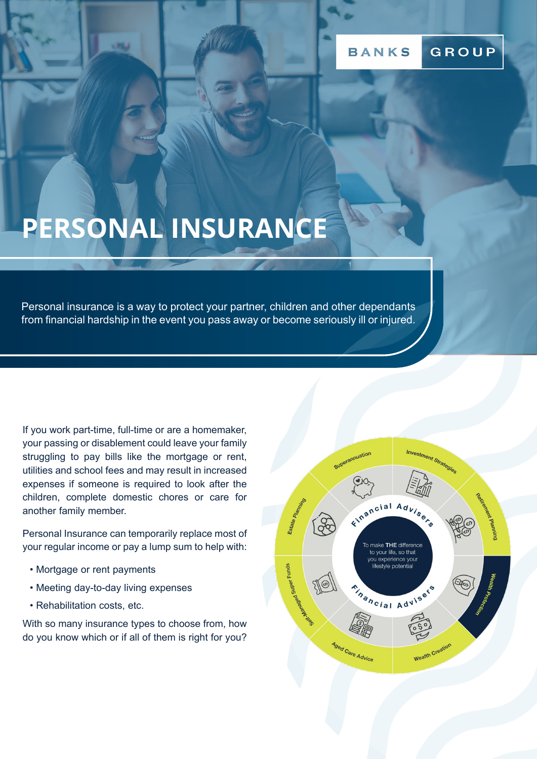# PERSONAL INSURANCE

Personal insurance is a way to protect your partner, children and other dependants from financial hardship in the event you pass away or become seriously ill or injured.

If you work part-time, full-time or are a homemaker, your passing or disablement could leave your family struggling to pay bills like the mortgage or rent, utilities and school fees and may result in increased expenses if someone is required to look after the children, complete domestic chores or care for another family member.

Personal Insurance can temporarily replace most of your regular income or pay a lump sum to help with:

- Mortgage or rent payments
- Meeting day-to-day living expenses
- Rehabilitation costs, etc.

With so many insurance types to choose from, how do you know which or if all of them is right for you?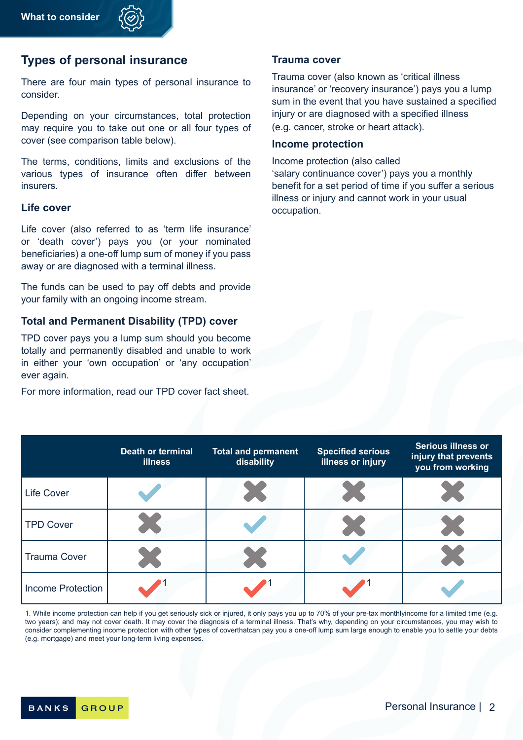## Types of personal insurance

There are four main types of personal insurance to consider.

Depending on your circumstances, total protection may require you to take out one or all four types of cover (see comparison table below).

The terms, conditions, limits and exclusions of the various types of insurance often differ between insurers.

### Life cover

Life cover (also referred to as 'term life insurance' or 'death cover') pays you (or your nominated beneficiaries) a one-off lump sum of money if you pass away or are diagnosed with a terminal illness.

The funds can be used to pay off debts and provide your family with an ongoing income stream.

### Total and Permanent Disability (TPD) cover

TPD cover pays you a lump sum should you become totally and permanently disabled and unable to work in either your 'own occupation' or 'any occupation' ever again.

For more information, read our TPD cover fact sheet.

### Trauma cover

Trauma cover (also known as 'critical illness insurance' or 'recovery insurance') pays you a lump sum in the event that you have sustained a specified injury or are diagnosed with a specified illness (e.g. cancer, stroke or heart attack).

### Income protection

Income protection (also called 'salary continuance cover') pays you a monthly benefit for a set period of time if you suffer a serious illness or injury and cannot work in your usual occupation.

| | Death or terminal illness | Total and permanent disability | Specified serious illness or injury | Serious illness or injury that prevents you from working |
|---|---|---|---|---|
| Life Cover | ✓ | ✗ | ✗ | ✗ |
| TPD Cover | ✗ | ✓ | ✗ | ✗ |
| Trauma Cover | ✗ | ✗ | ✓ | ✗ |
| Income Protection | ✓[1] | ✓[1] | ✓[1] | ✓ |

1. While income protection can help if you get seriously sick or injured, it only pays you up to 70% of your pre-tax monthlyincome for a limited time (e.g. two years); and may not cover death. It may cover the diagnosis of a terminal illness. That's why, depending on your circumstances, you may wish to consider complementing income protection with other types of coverthatcan pay you a one-off lump sum large enough to enable you to settle your debts (e.g. mortgage) and meet your long-term living expenses.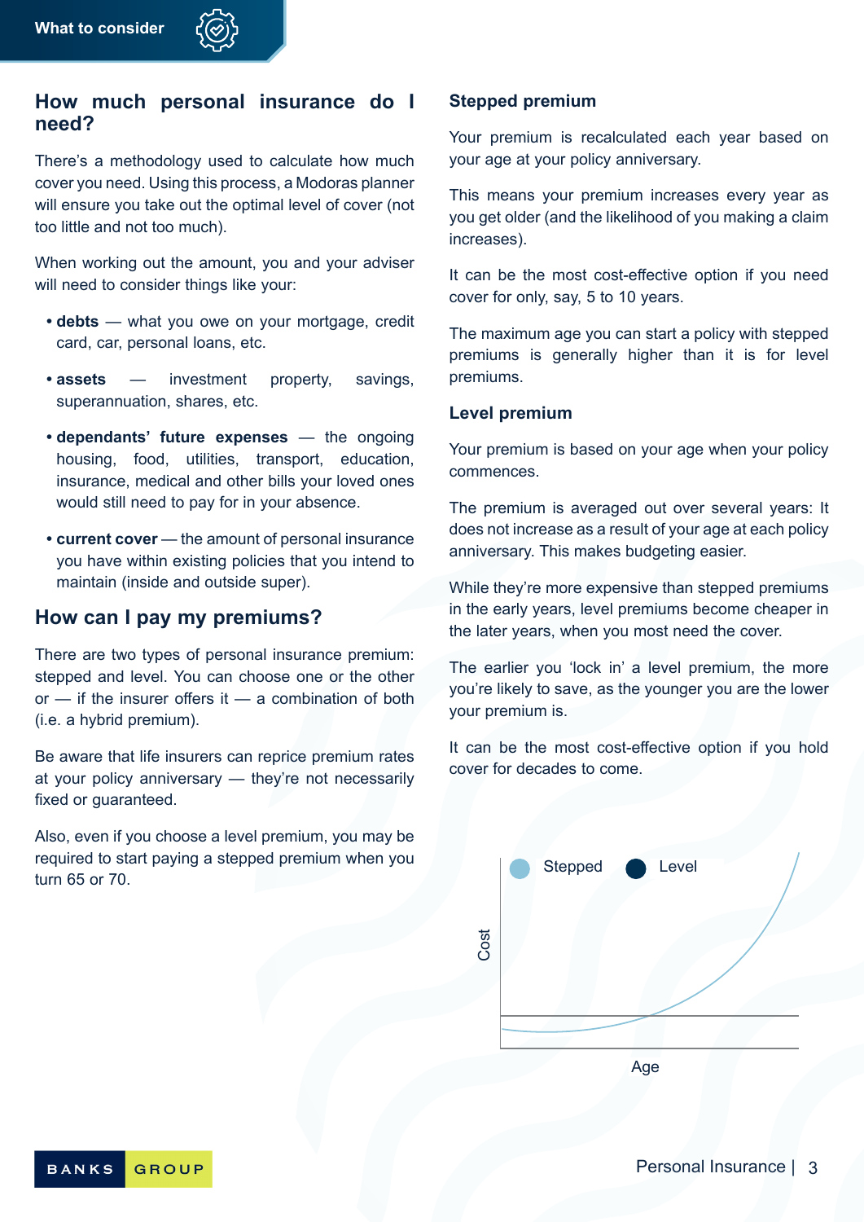What to consider

## How much personal insurance do I need?

There's a methodology used to calculate how much cover you need. Using this process, a Modoras planner will ensure you take out the optimal level of cover (not too little and not too much).

When working out the amount, you and your adviser will need to consider things like your:

- **debts** — what you owe on your mortgage, credit card, car, personal loans, etc.
- **assets** — investment property, savings, superannuation, shares, etc.
- **dependants' future expenses** — the ongoing housing, food, utilities, transport, education, insurance, medical and other bills your loved ones would still need to pay for in your absence.
- **current cover** — the amount of personal insurance you have within existing policies that you intend to maintain (inside and outside super).

## How can I pay my premiums?

There are two types of personal insurance premium: stepped and level. You can choose one or the other or — if the insurer offers it — a combination of both (i.e. a hybrid premium).

Be aware that life insurers can reprice premium rates at your policy anniversary — they're not necessarily fixed or guaranteed.

Also, even if you choose a level premium, you may be required to start paying a stepped premium when you turn 65 or 70.

### Stepped premium

Your premium is recalculated each year based on your age at your policy anniversary.

This means your premium increases every year as you get older (and the likelihood of you making a claim increases).

It can be the most cost-effective option if you need cover for only, say, 5 to 10 years.

The maximum age you can start a policy with stepped premiums is generally higher than it is for level premiums.

### Level premium

Your premium is based on your age when your policy commences.

The premium is averaged out over several years: It does not increase as a result of your age at each policy anniversary. This makes budgeting easier.

While they're more expensive than stepped premiums in the early years, level premiums become cheaper in the later years, when you most need the cover.

The earlier you 'lock in' a level premium, the more you're likely to save, as the younger you are the lower your premium is.

It can be the most cost-effective option if you hold cover for decades to come.

Stepped   Level

Cost

Age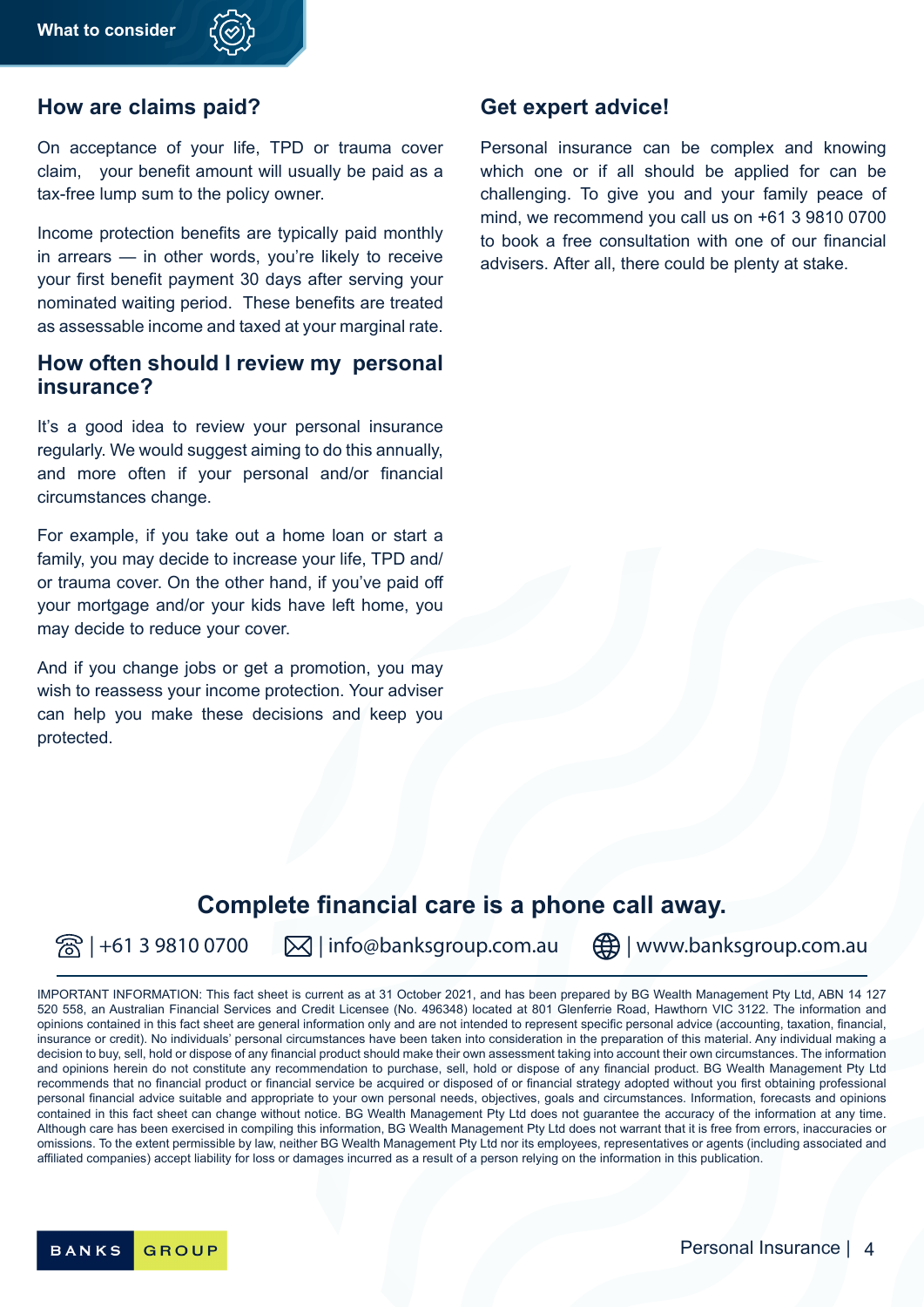## How are claims paid?

On acceptance of your life, TPD or trauma cover claim, your benefit amount will usually be paid as a tax-free lump sum to the policy owner.

Income protection benefits are typically paid monthly in arrears — in other words, you're likely to receive your first benefit payment 30 days after serving your nominated waiting period. These benefits are treated as assessable income and taxed at your marginal rate.

## How often should I review my personal insurance?

It's a good idea to review your personal insurance regularly. We would suggest aiming to do this annually, and more often if your personal and/or financial circumstances change.

For example, if you take out a home loan or start a family, you may decide to increase your life, TPD and/or trauma cover. On the other hand, if you've paid off your mortgage and/or your kids have left home, you may decide to reduce your cover.

And if you change jobs or get a promotion, you may wish to reassess your income protection. Your adviser can help you make these decisions and keep you protected.

## Get expert advice!

Personal insurance can be complex and knowing which one or if all should be applied for can be challenging. To give you and your family peace of mind, we recommend you call us on +61 3 9810 0700 to book a free consultation with one of our financial advisers. After all, there could be plenty at stake.

## Complete financial care is a phone call away.

| +61 3 9810 0700 | info@banksgroup.com.au | www.banksgroup.com.au

IMPORTANT INFORMATION: This fact sheet is current as at 31 October 2021, and has been prepared by BG Wealth Management Pty Ltd, ABN 14 127 520 558, an Australian Financial Services and Credit Licensee (No. 496348) located at 801 Glenferrie Road, Hawthorn VIC 3122. The information and opinions contained in this fact sheet are general information only and are not intended to represent specific personal advice (accounting, taxation, financial, insurance or credit). No individuals' personal circumstances have been taken into consideration in the preparation of this material. Any individual making a decision to buy, sell, hold or dispose of any financial product should make their own assessment taking into account their own circumstances. The information and opinions herein do not constitute any recommendation to purchase, sell, hold or dispose of any financial product. BG Wealth Management Pty Ltd recommends that no financial product or financial service be acquired or disposed of or financial strategy adopted without you first obtaining professional personal financial advice suitable and appropriate to your own personal needs, objectives, goals and circumstances. Information, forecasts and opinions contained in this fact sheet can change without notice. BG Wealth Management Pty Ltd does not guarantee the accuracy of the information at any time. Although care has been exercised in compiling this information, BG Wealth Management Pty Ltd does not warrant that it is free from errors, inaccuracies or omissions. To the extent permissible by law, neither BG Wealth Management Pty Ltd nor its employees, representatives or agents (including associated and affiliated companies) accept liability for loss or damages incurred as a result of a person relying on the information in this publication.